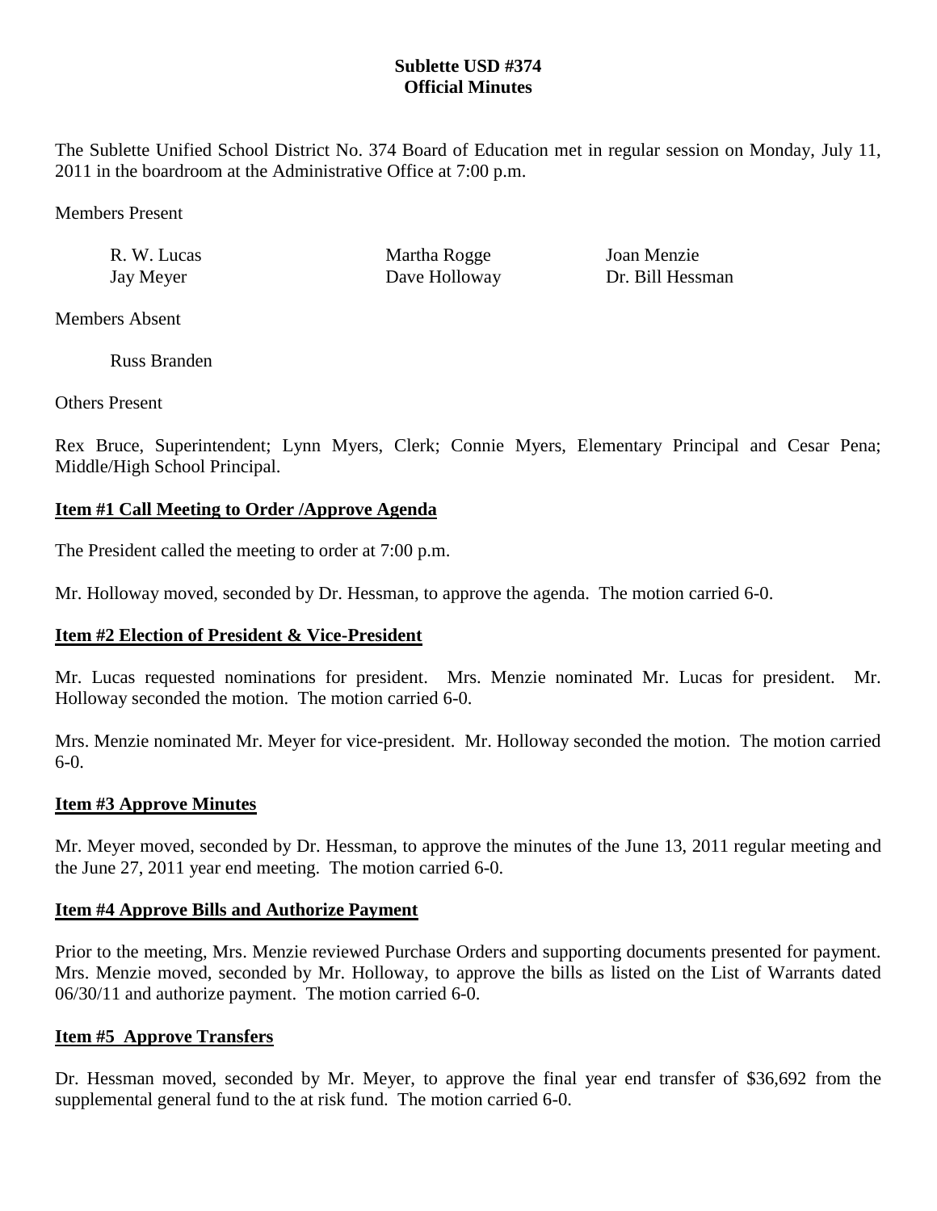**Sublette USD #374**
**Official Minutes**

The Sublette Unified School District No. 374 Board of Education met in regular session on Monday, July 11, 2011 in the boardroom at the Administrative Office at 7:00 p.m.

Members Present

| | | |
|---|---|---|
| R. W. Lucas | Martha Rogge | Joan Menzie |
| Jay Meyer | Dave Holloway | Dr. Bill Hessman |

Members Absent

Russ Branden

Others Present

Rex Bruce, Superintendent; Lynn Myers, Clerk; Connie Myers, Elementary Principal and Cesar Pena; Middle/High School Principal.

## Item #1 Call Meeting to Order /Approve Agenda

The President called the meeting to order at 7:00 p.m.

Mr. Holloway moved, seconded by Dr. Hessman, to approve the agenda. The motion carried 6-0.

## Item #2 Election of President & Vice-President

Mr. Lucas requested nominations for president. Mrs. Menzie nominated Mr. Lucas for president. Mr. Holloway seconded the motion. The motion carried 6-0.

Mrs. Menzie nominated Mr. Meyer for vice-president. Mr. Holloway seconded the motion. The motion carried 6-0.

## Item #3 Approve Minutes

Mr. Meyer moved, seconded by Dr. Hessman, to approve the minutes of the June 13, 2011 regular meeting and the June 27, 2011 year end meeting. The motion carried 6-0.

## Item #4 Approve Bills and Authorize Payment

Prior to the meeting, Mrs. Menzie reviewed Purchase Orders and supporting documents presented for payment. Mrs. Menzie moved, seconded by Mr. Holloway, to approve the bills as listed on the List of Warrants dated 06/30/11 and authorize payment. The motion carried 6-0.

## Item #5 Approve Transfers

Dr. Hessman moved, seconded by Mr. Meyer, to approve the final year end transfer of $36,692 from the supplemental general fund to the at risk fund. The motion carried 6-0.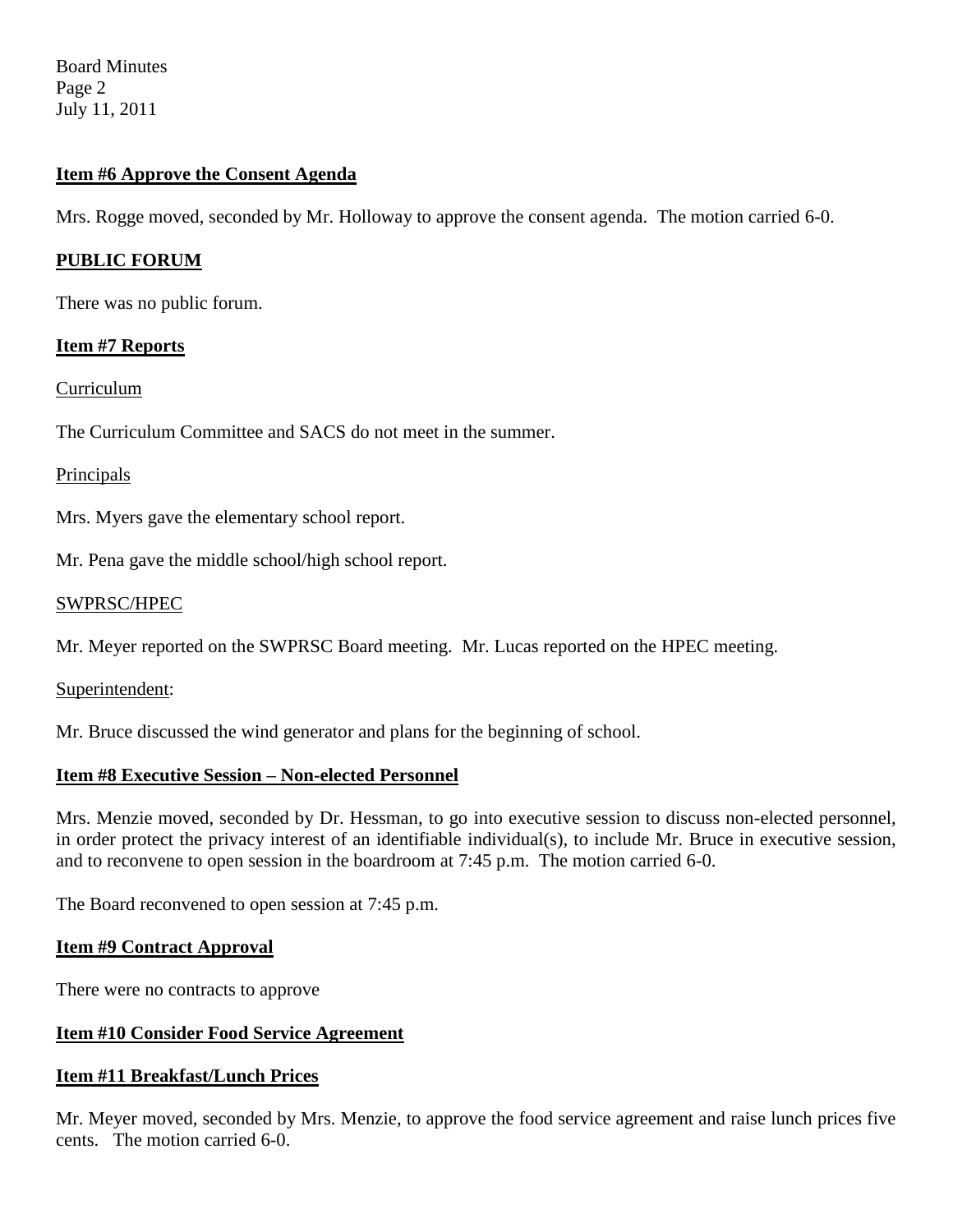**Item #6 Approve the Consent Agenda**

Mrs. Rogge moved, seconded by Mr. Holloway to approve the consent agenda. The motion carried 6-0.

**PUBLIC FORUM**

There was no public forum.

**Item #7 Reports**

Curriculum

The Curriculum Committee and SACS do not meet in the summer.

Principals

Mrs. Myers gave the elementary school report.

Mr. Pena gave the middle school/high school report.

SWPRSC/HPEC

Mr. Meyer reported on the SWPRSC Board meeting. Mr. Lucas reported on the HPEC meeting.

Superintendent:

Mr. Bruce discussed the wind generator and plans for the beginning of school.

**Item #8 Executive Session – Non-elected Personnel**

Mrs. Menzie moved, seconded by Dr. Hessman, to go into executive session to discuss non-elected personnel, in order protect the privacy interest of an identifiable individual(s), to include Mr. Bruce in executive session, and to reconvene to open session in the boardroom at 7:45 p.m. The motion carried 6-0.

The Board reconvened to open session at 7:45 p.m.

**Item #9 Contract Approval**

There were no contracts to approve

**Item #10 Consider Food Service Agreement**

**Item #11 Breakfast/Lunch Prices**

Mr. Meyer moved, seconded by Mrs. Menzie, to approve the food service agreement and raise lunch prices five cents. The motion carried 6-0.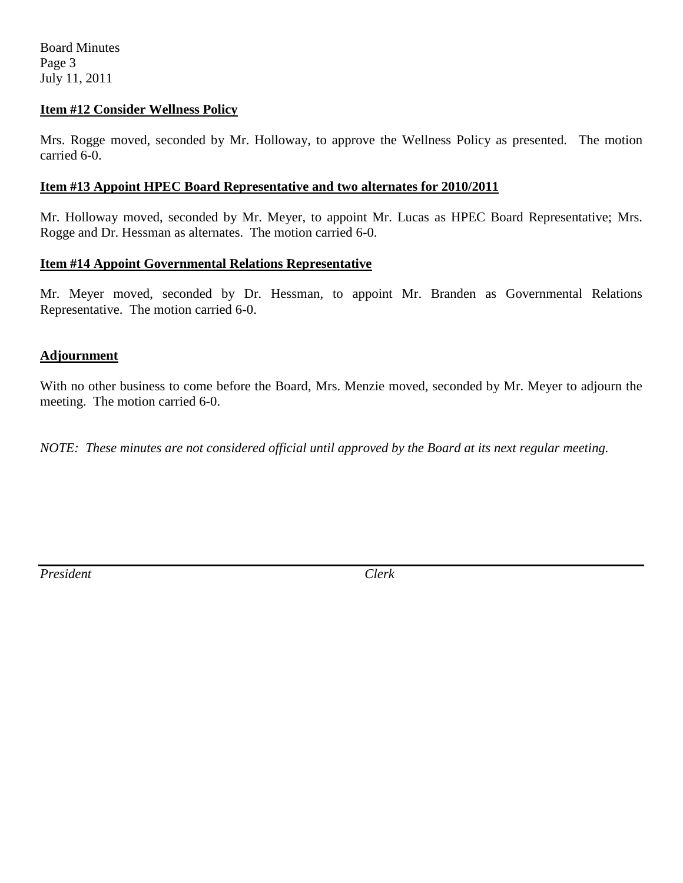**Item #12 Consider Wellness Policy**

Mrs. Rogge moved, seconded by Mr. Holloway, to approve the Wellness Policy as presented. The motion carried 6-0.

**Item #13 Appoint HPEC Board Representative and two alternates for 2010/2011**

Mr. Holloway moved, seconded by Mr. Meyer, to appoint Mr. Lucas as HPEC Board Representative; Mrs. Rogge and Dr. Hessman as alternates. The motion carried 6-0.

**Item #14 Appoint Governmental Relations Representative**

Mr. Meyer moved, seconded by Dr. Hessman, to appoint Mr. Branden as Governmental Relations Representative. The motion carried 6-0.

**Adjournment**

With no other business to come before the Board, Mrs. Menzie moved, seconded by Mr. Meyer to adjourn the meeting. The motion carried 6-0.

*NOTE: These minutes are not considered official until approved by the Board at its next regular meeting.*

*President* *Clerk*